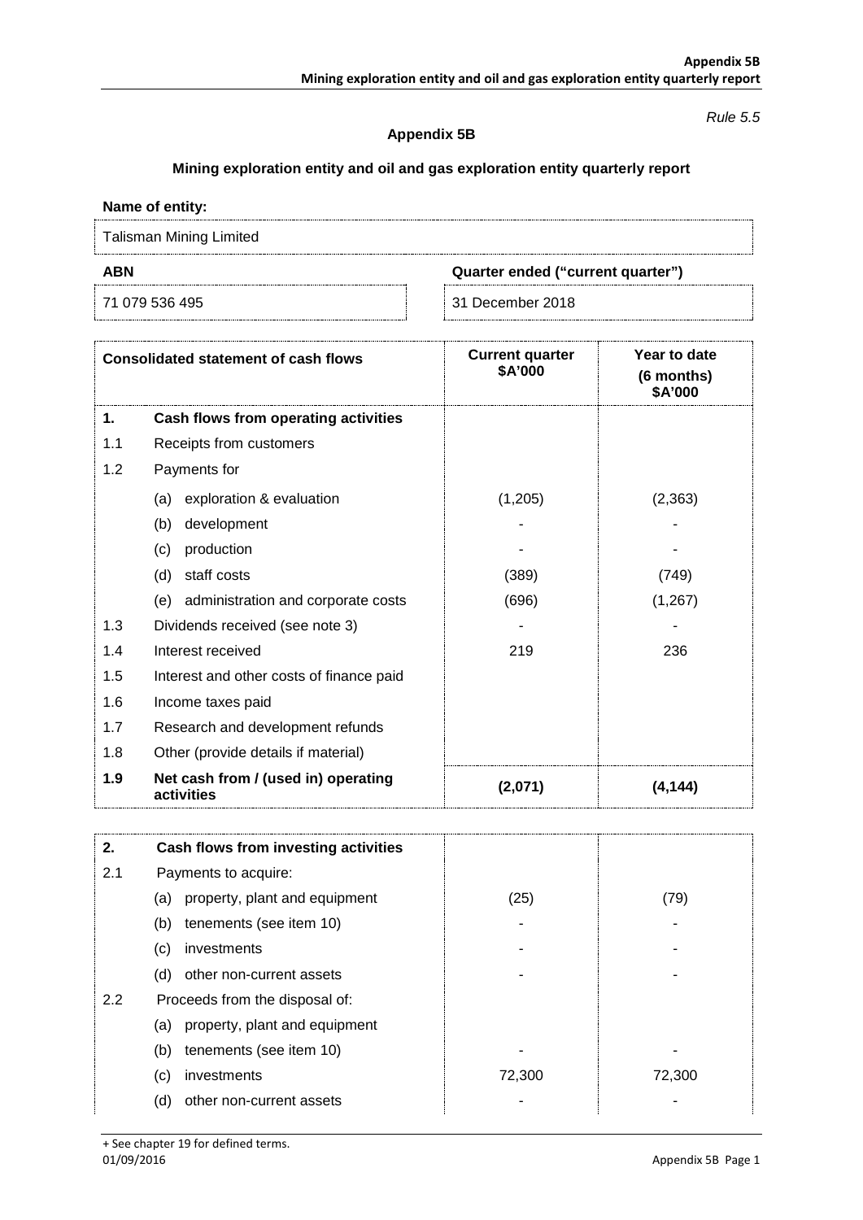*Rule 5.5*

**Appendix 5B**

**Mining exploration entity and oil and gas exploration entity quarterly report**

**Name of entity:**

Talisman Mining Limited

| ABN | Quarter ended ("current quarter") |
|---|---|
| 71 079 536 495 | 31 December 2018 |

| Consolidated statement of cash flows | | Current quarter $A'000 | Year to date (6 months) $A'000 |
|---|---|---|---|
| **1.** | **Cash flows from operating activities** | | |
| 1.1 | Receipts from customers | | |
| 1.2 | Payments for | | |
| | (a) exploration & evaluation | (1,205) | (2,363) |
| | (b) development | - | - |
| | (c) production | - | - |
| | (d) staff costs | (389) | (749) |
| | (e) administration and corporate costs | (696) | (1,267) |
| 1.3 | Dividends received (see note 3) | - | - |
| 1.4 | Interest received | 219 | 236 |
| 1.5 | Interest and other costs of finance paid | | |
| 1.6 | Income taxes paid | | |
| 1.7 | Research and development refunds | | |
| 1.8 | Other (provide details if material) | | |
| **1.9** | **Net cash from / (used in) operating activities** | **(2,071)** | **(4,144)** |

| | | | |
|---|---|---|---|
| **2.** | **Cash flows from investing activities** | | |
| 2.1 | Payments to acquire: | | |
| | (a) property, plant and equipment | (25) | (79) |
| | (b) tenements (see item 10) | - | - |
| | (c) investments | - | - |
| | (d) other non-current assets | - | - |
| 2.2 | Proceeds from the disposal of: | | |
| | (a) property, plant and equipment | | |
| | (b) tenements (see item 10) | - | - |
| | (c) investments | 72,300 | 72,300 |
| | (d) other non-current assets | - | - |

+ See chapter 19 for defined terms.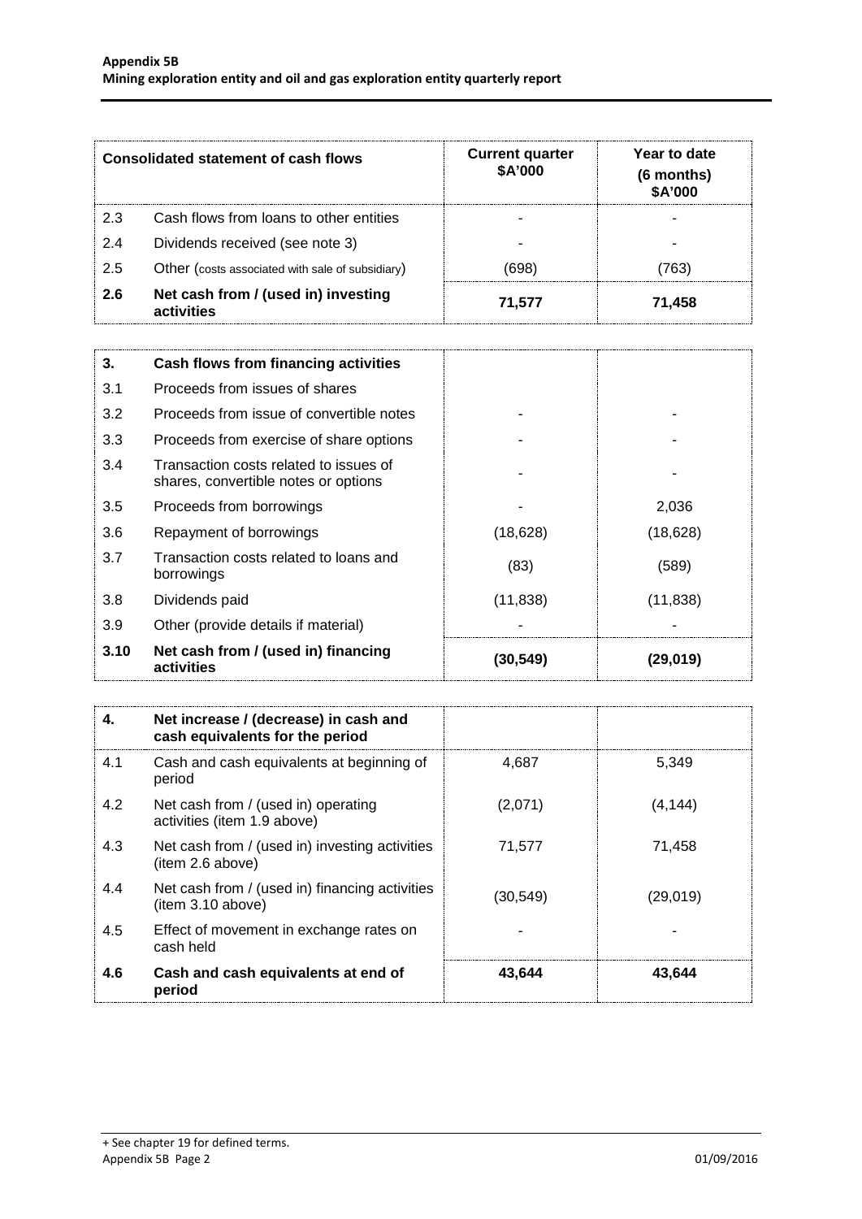| Consolidated statement of cash flows | | Current quarter \$A'000 | Year to date (6 months) \$A'000 |
|---|---|---|---|
| 2.3 | Cash flows from loans to other entities | - | - |
| 2.4 | Dividends received (see note 3) | - | - |
| 2.5 | Other (costs associated with sale of subsidiary) | (698) | (763) |
| **2.6** | **Net cash from / (used in) investing activities** | **71,577** | **71,458** |

| | | | |
|---|---|---|---|
| **3.** | **Cash flows from financing activities** | | |
| 3.1 | Proceeds from issues of shares | | |
| 3.2 | Proceeds from issue of convertible notes | - | - |
| 3.3 | Proceeds from exercise of share options | - | - |
| 3.4 | Transaction costs related to issues of shares, convertible notes or options | - | - |
| 3.5 | Proceeds from borrowings | - | 2,036 |
| 3.6 | Repayment of borrowings | (18,628) | (18,628) |
| 3.7 | Transaction costs related to loans and borrowings | (83) | (589) |
| 3.8 | Dividends paid | (11,838) | (11,838) |
| 3.9 | Other (provide details if material) | - | - |
| **3.10** | **Net cash from / (used in) financing activities** | **(30,549)** | **(29,019)** |

| | | | |
|---|---|---|---|
| **4.** | **Net increase / (decrease) in cash and cash equivalents for the period** | | |
| 4.1 | Cash and cash equivalents at beginning of period | 4,687 | 5,349 |
| 4.2 | Net cash from / (used in) operating activities (item 1.9 above) | (2,071) | (4,144) |
| 4.3 | Net cash from / (used in) investing activities (item 2.6 above) | 71,577 | 71,458 |
| 4.4 | Net cash from / (used in) financing activities (item 3.10 above) | (30,549) | (29,019) |
| 4.5 | Effect of movement in exchange rates on cash held | - | - |
| **4.6** | **Cash and cash equivalents at end of period** | **43,644** | **43,644** |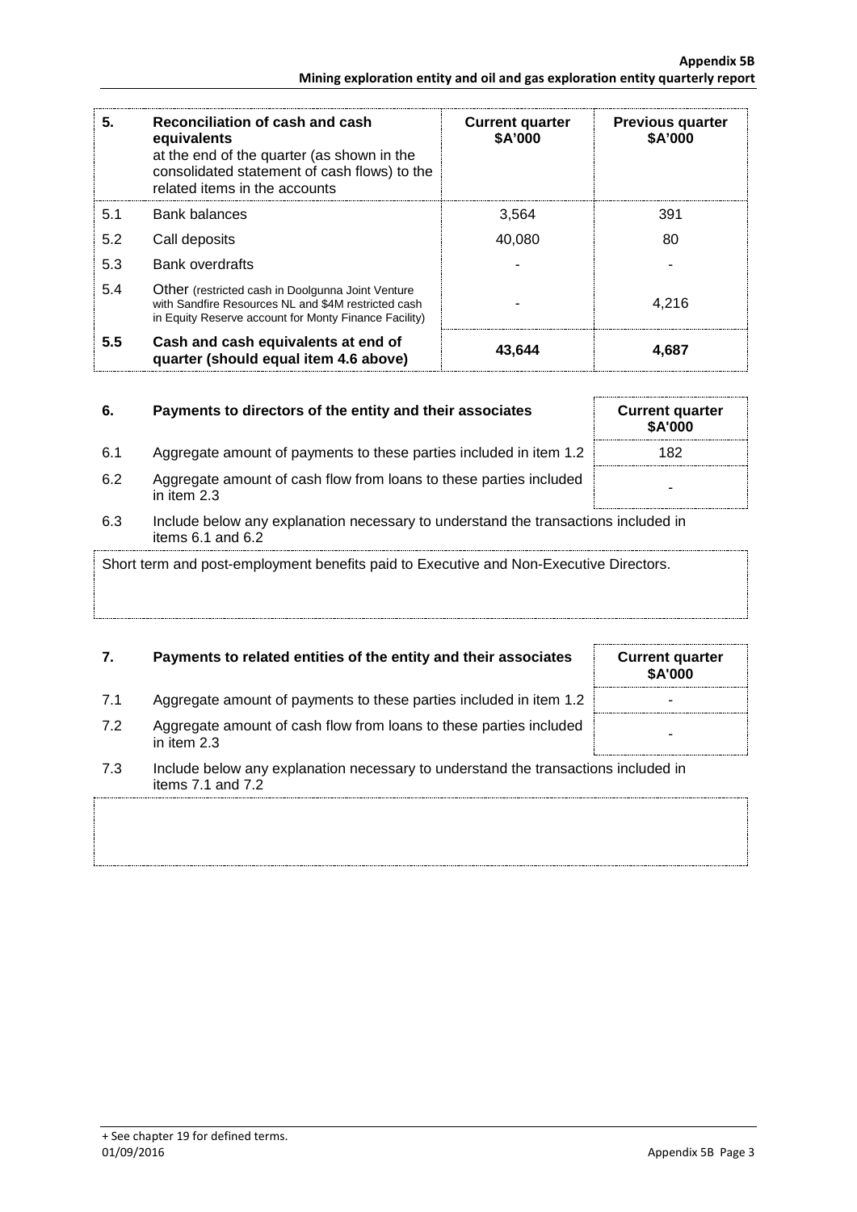| 5. | Reconciliation of cash and cash equivalents at the end of the quarter (as shown in the consolidated statement of cash flows) to the related items in the accounts | Current quarter $A'000 | Previous quarter $A'000 |
|---|---|---|---|
| 5.1 | Bank balances | 3,564 | 391 |
| 5.2 | Call deposits | 40,080 | 80 |
| 5.3 | Bank overdrafts | - | - |
| 5.4 | Other (restricted cash in Doolgunna Joint Venture with Sandfire Resources NL and $4M restricted cash in Equity Reserve account for Monty Finance Facility) | - | 4,216 |
| **5.5** | **Cash and cash equivalents at end of quarter (should equal item 4.6 above)** | **43,644** | **4,687** |

| 6. | Payments to directors of the entity and their associates | Current quarter $A'000 |
|---|---|---|
| 6.1 | Aggregate amount of payments to these parties included in item 1.2 | 182 |
| 6.2 | Aggregate amount of cash flow from loans to these parties included in item 2.3 | - |

6.3 Include below any explanation necessary to understand the transactions included in items 6.1 and 6.2

Short term and post-employment benefits paid to Executive and Non-Executive Directors.

| 7. | Payments to related entities of the entity and their associates | Current quarter $A'000 |
|---|---|---|
| 7.1 | Aggregate amount of payments to these parties included in item 1.2 | - |
| 7.2 | Aggregate amount of cash flow from loans to these parties included in item 2.3 | - |

7.3 Include below any explanation necessary to understand the transactions included in items 7.1 and 7.2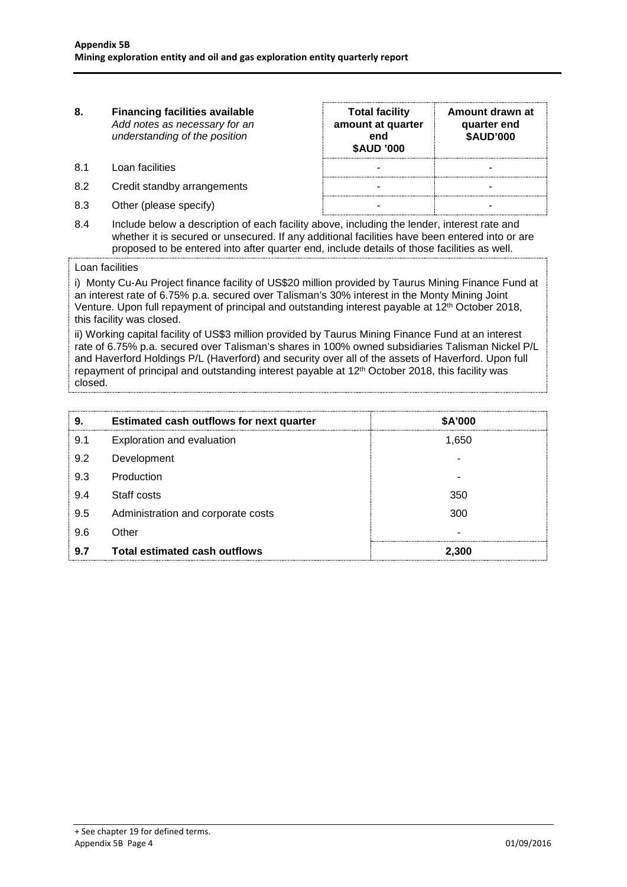| 8. | **Financing facilities available** *Add notes as necessary for an understanding of the position* | **Total facility amount at quarter end \$AUD '000** | **Amount drawn at quarter end \$AUD'000** |
|---|---|---|---|
| 8.1 | Loan facilities | - | - |
| 8.2 | Credit standby arrangements | - | - |
| 8.3 | Other (please specify) | - | - |

8.4 Include below a description of each facility above, including the lender, interest rate and whether it is secured or unsecured. If any additional facilities have been entered into or are proposed to be entered into after quarter end, include details of those facilities as well.

Loan facilities

i) Monty Cu-Au Project finance facility of US\$20 million provided by Taurus Mining Finance Fund at an interest rate of 6.75% p.a. secured over Talisman's 30% interest in the Monty Mining Joint Venture. Upon full repayment of principal and outstanding interest payable at 12th October 2018, this facility was closed.

ii) Working capital facility of US\$3 million provided by Taurus Mining Finance Fund at an interest rate of 6.75% p.a. secured over Talisman's shares in 100% owned subsidiaries Talisman Nickel P/L and Haverford Holdings P/L (Haverford) and security over all of the assets of Haverford. Upon full repayment of principal and outstanding interest payable at 12th October 2018, this facility was closed.

| 9. | **Estimated cash outflows for next quarter** | **\$A'000** |
|---|---|---|
| 9.1 | Exploration and evaluation | 1,650 |
| 9.2 | Development | - |
| 9.3 | Production | - |
| 9.4 | Staff costs | 350 |
| 9.5 | Administration and corporate costs | 300 |
| 9.6 | Other | - |
| **9.7** | **Total estimated cash outflows** | **2,300** |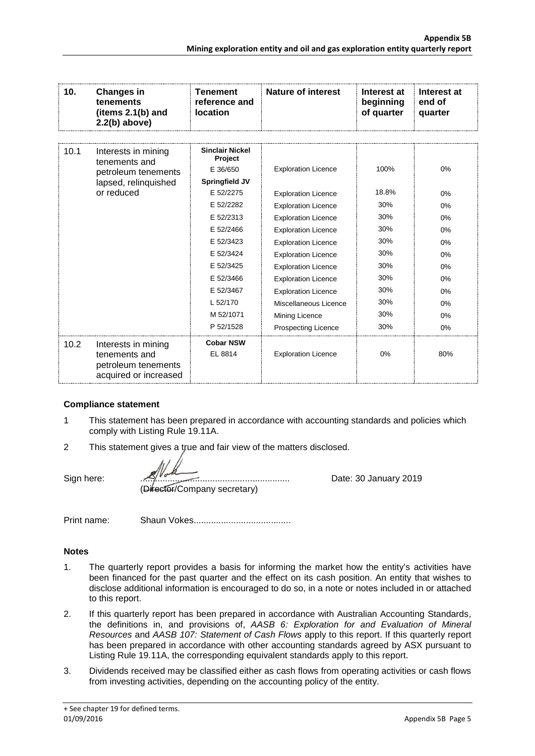| 10. | Changes in tenements (items 2.1(b) and 2.2(b) above) | Tenement reference and location | Nature of interest | Interest at beginning of quarter | Interest at end of quarter |
|---|---|---|---|---|---|
| 10.1 | Interests in mining tenements and petroleum tenements lapsed, relinquished or reduced | **Sinclair Nickel Project** | | | |
| | | E 36/650 | Exploration Licence | 100% | 0% |
| | | **Springfield JV** | | | |
| | | E 52/2275 | Exploration Licence | 18.8% | 0% |
| | | E 52/2282 | Exploration Licence | 30% | 0% |
| | | E 52/2313 | Exploration Licence | 30% | 0% |
| | | E 52/2466 | Exploration Licence | 30% | 0% |
| | | E 52/3423 | Exploration Licence | 30% | 0% |
| | | E 52/3424 | Exploration Licence | 30% | 0% |
| | | E 52/3425 | Exploration Licence | 30% | 0% |
| | | E 52/3466 | Exploration Licence | 30% | 0% |
| | | E 52/3467 | Exploration Licence | 30% | 0% |
| | | L 52/170 | Miscellaneous Licence | 30% | 0% |
| | | M 52/1071 | Mining Licence | 30% | 0% |
| | | P 52/1528 | Prospecting Licence | 30% | 0% |
| 10.2 | Interests in mining tenements and petroleum tenements acquired or increased | **Cobar NSW** | | | |
| | | EL 8814 | Exploration Licence | 0% | 80% |

## Compliance statement

1. This statement has been prepared in accordance with accounting standards and policies which comply with Listing Rule 19.11A.
2. This statement gives a true and fair view of the matters disclosed.

Sign here: ............................................................ Date: 30 January 2019
(~~Director~~/Company secretary)

Print name: Shaun Vokes.......................................

## Notes

1. The quarterly report provides a basis for informing the market how the entity's activities have been financed for the past quarter and the effect on its cash position. An entity that wishes to disclose additional information is encouraged to do so, in a note or notes included in or attached to this report.
2. If this quarterly report has been prepared in accordance with Australian Accounting Standards, the definitions in, and provisions of, *AASB 6: Exploration for and Evaluation of Mineral Resources* and *AASB 107: Statement of Cash Flows* apply to this report. If this quarterly report has been prepared in accordance with other accounting standards agreed by ASX pursuant to Listing Rule 19.11A, the corresponding equivalent standards apply to this report.
3. Dividends received may be classified either as cash flows from operating activities or cash flows from investing activities, depending on the accounting policy of the entity.